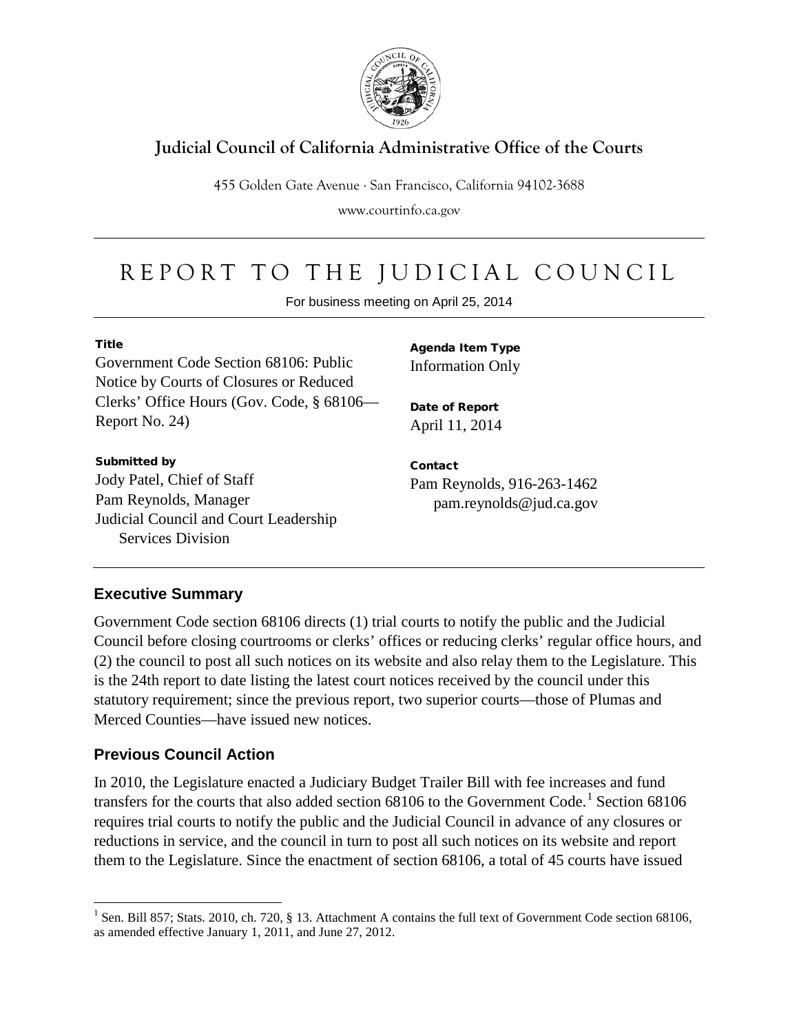# Judicial Council of California Administrative Office of the Courts

455 Golden Gate Avenue · San Francisco, California 94102-3688

www.courtinfo.ca.gov

# REPORT TO THE JUDICIAL COUNCIL

For business meeting on April 25, 2014

**Title**

Government Code Section 68106: Public Notice by Courts of Closures or Reduced Clerks' Office Hours (Gov. Code, § 68106—Report No. 24)

**Submitted by**

Jody Patel, Chief of Staff
Pam Reynolds, Manager
Judicial Council and Court Leadership Services Division

**Agenda Item Type**

Information Only

**Date of Report**

April 11, 2014

**Contact**

Pam Reynolds, 916-263-1462
pam.reynolds@jud.ca.gov

## Executive Summary

Government Code section 68106 directs (1) trial courts to notify the public and the Judicial Council before closing courtrooms or clerks' offices or reducing clerks' regular office hours, and (2) the council to post all such notices on its website and also relay them to the Legislature. This is the 24th report to date listing the latest court notices received by the council under this statutory requirement; since the previous report, two superior courts—those of Plumas and Merced Counties—have issued new notices.

## Previous Council Action

In 2010, the Legislature enacted a Judiciary Budget Trailer Bill with fee increases and fund transfers for the courts that also added section 68106 to the Government Code.[1] Section 68106 requires trial courts to notify the public and the Judicial Council in advance of any closures or reductions in service, and the council in turn to post all such notices on its website and report them to the Legislature. Since the enactment of section 68106, a total of 45 courts have issued

[1] Sen. Bill 857; Stats. 2010, ch. 720, § 13. Attachment A contains the full text of Government Code section 68106, as amended effective January 1, 2011, and June 27, 2012.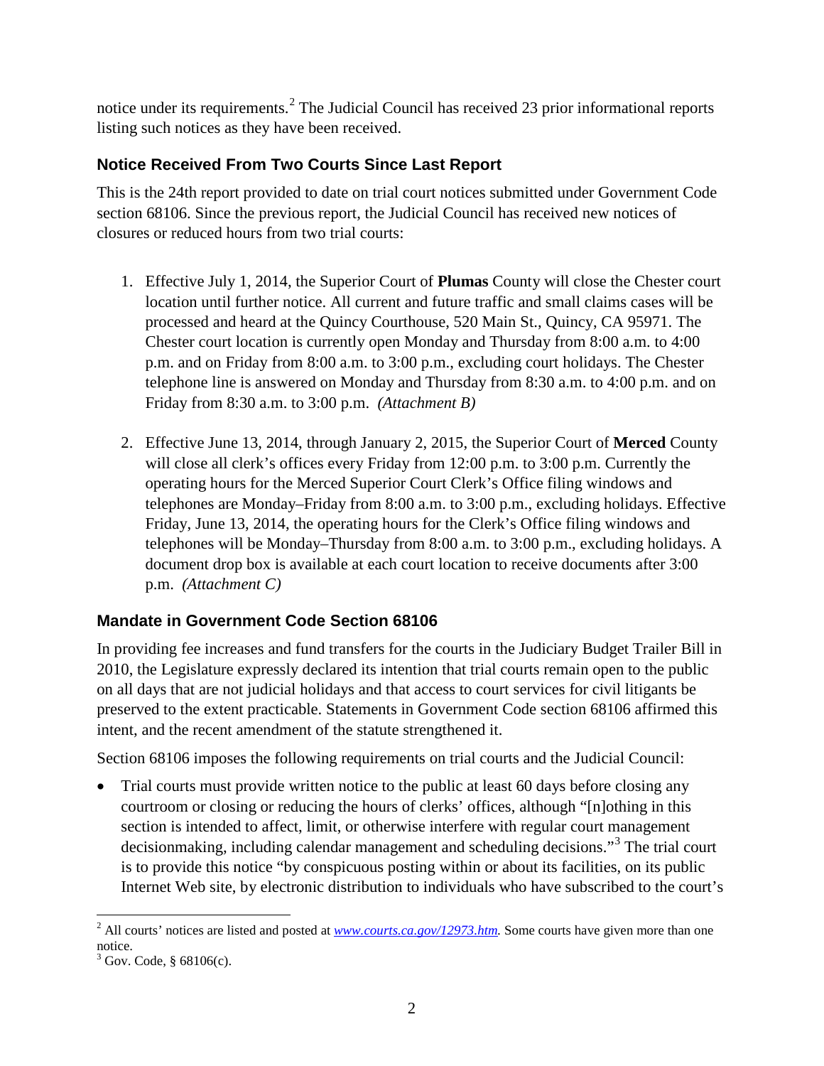notice under its requirements.[2] The Judicial Council has received 23 prior informational reports listing such notices as they have been received.

## Notice Received From Two Courts Since Last Report

This is the 24th report provided to date on trial court notices submitted under Government Code section 68106. Since the previous report, the Judicial Council has received new notices of closures or reduced hours from two trial courts:

1. Effective July 1, 2014, the Superior Court of **Plumas** County will close the Chester court location until further notice. All current and future traffic and small claims cases will be processed and heard at the Quincy Courthouse, 520 Main St., Quincy, CA 95971. The Chester court location is currently open Monday and Thursday from 8:00 a.m. to 4:00 p.m. and on Friday from 8:00 a.m. to 3:00 p.m., excluding court holidays. The Chester telephone line is answered on Monday and Thursday from 8:30 a.m. to 4:00 p.m. and on Friday from 8:30 a.m. to 3:00 p.m. *(Attachment B)*

2. Effective June 13, 2014, through January 2, 2015, the Superior Court of **Merced** County will close all clerk's offices every Friday from 12:00 p.m. to 3:00 p.m. Currently the operating hours for the Merced Superior Court Clerk's Office filing windows and telephones are Monday–Friday from 8:00 a.m. to 3:00 p.m., excluding holidays. Effective Friday, June 13, 2014, the operating hours for the Clerk's Office filing windows and telephones will be Monday–Thursday from 8:00 a.m. to 3:00 p.m., excluding holidays. A document drop box is available at each court location to receive documents after 3:00 p.m. *(Attachment C)*

## Mandate in Government Code Section 68106

In providing fee increases and fund transfers for the courts in the Judiciary Budget Trailer Bill in 2010, the Legislature expressly declared its intention that trial courts remain open to the public on all days that are not judicial holidays and that access to court services for civil litigants be preserved to the extent practicable. Statements in Government Code section 68106 affirmed this intent, and the recent amendment of the statute strengthened it.

Section 68106 imposes the following requirements on trial courts and the Judicial Council:

- Trial courts must provide written notice to the public at least 60 days before closing any courtroom or closing or reducing the hours of clerks' offices, although "[n]othing in this section is intended to affect, limit, or otherwise interfere with regular court management decisionmaking, including calendar management and scheduling decisions."[3] The trial court is to provide this notice "by conspicuous posting within or about its facilities, on its public Internet Web site, by electronic distribution to individuals who have subscribed to the court's

---

[2] All courts' notices are listed and posted at *www.courts.ca.gov/12973.htm*. Some courts have given more than one notice.

[3] Gov. Code, § 68106(c).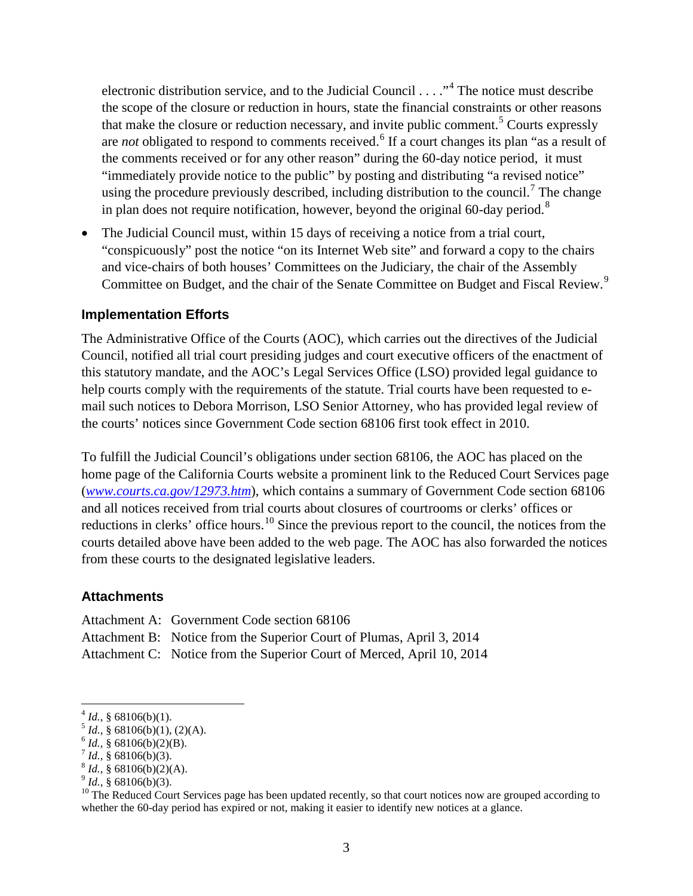electronic distribution service, and to the Judicial Council . . . ."[4] The notice must describe the scope of the closure or reduction in hours, state the financial constraints or other reasons that make the closure or reduction necessary, and invite public comment.[5] Courts expressly are *not* obligated to respond to comments received.[6] If a court changes its plan "as a result of the comments received or for any other reason" during the 60-day notice period, it must "immediately provide notice to the public" by posting and distributing "a revised notice" using the procedure previously described, including distribution to the council.[7] The change in plan does not require notification, however, beyond the original 60-day period.[8]

- The Judicial Council must, within 15 days of receiving a notice from a trial court, "conspicuously" post the notice "on its Internet Web site" and forward a copy to the chairs and vice-chairs of both houses' Committees on the Judiciary, the chair of the Assembly Committee on Budget, and the chair of the Senate Committee on Budget and Fiscal Review.[9]

### Implementation Efforts

The Administrative Office of the Courts (AOC), which carries out the directives of the Judicial Council, notified all trial court presiding judges and court executive officers of the enactment of this statutory mandate, and the AOC's Legal Services Office (LSO) provided legal guidance to help courts comply with the requirements of the statute. Trial courts have been requested to e-mail such notices to Debora Morrison, LSO Senior Attorney, who has provided legal review of the courts' notices since Government Code section 68106 first took effect in 2010.

To fulfill the Judicial Council's obligations under section 68106, the AOC has placed on the home page of the California Courts website a prominent link to the Reduced Court Services page (*www.courts.ca.gov/12973.htm*), which contains a summary of Government Code section 68106 and all notices received from trial courts about closures of courtrooms or clerks' offices or reductions in clerks' office hours.[10] Since the previous report to the council, the notices from the courts detailed above have been added to the web page. The AOC has also forwarded the notices from these courts to the designated legislative leaders.

### Attachments

Attachment A: Government Code section 68106
Attachment B: Notice from the Superior Court of Plumas, April 3, 2014
Attachment C: Notice from the Superior Court of Merced, April 10, 2014

[4] *Id.*, § 68106(b)(1).
[5] *Id.*, § 68106(b)(1), (2)(A).
[6] *Id.*, § 68106(b)(2)(B).
[7] *Id.*, § 68106(b)(3).
[8] *Id.*, § 68106(b)(2)(A).
[9] *Id.*, § 68106(b)(3).
[10] The Reduced Court Services page has been updated recently, so that court notices now are grouped according to whether the 60-day period has expired or not, making it easier to identify new notices at a glance.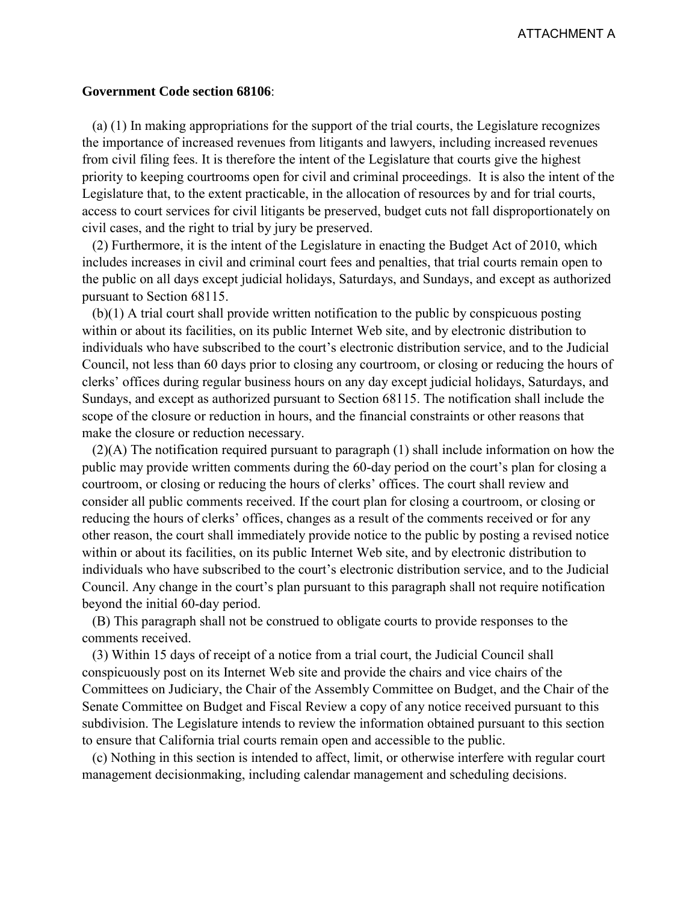ATTACHMENT A

**Government Code section 68106**:

(a) (1) In making appropriations for the support of the trial courts, the Legislature recognizes the importance of increased revenues from litigants and lawyers, including increased revenues from civil filing fees. It is therefore the intent of the Legislature that courts give the highest priority to keeping courtrooms open for civil and criminal proceedings. It is also the intent of the Legislature that, to the extent practicable, in the allocation of resources by and for trial courts, access to court services for civil litigants be preserved, budget cuts not fall disproportionately on civil cases, and the right to trial by jury be preserved.

(2) Furthermore, it is the intent of the Legislature in enacting the Budget Act of 2010, which includes increases in civil and criminal court fees and penalties, that trial courts remain open to the public on all days except judicial holidays, Saturdays, and Sundays, and except as authorized pursuant to Section 68115.

(b)(1) A trial court shall provide written notification to the public by conspicuous posting within or about its facilities, on its public Internet Web site, and by electronic distribution to individuals who have subscribed to the court's electronic distribution service, and to the Judicial Council, not less than 60 days prior to closing any courtroom, or closing or reducing the hours of clerks' offices during regular business hours on any day except judicial holidays, Saturdays, and Sundays, and except as authorized pursuant to Section 68115. The notification shall include the scope of the closure or reduction in hours, and the financial constraints or other reasons that make the closure or reduction necessary.

(2)(A) The notification required pursuant to paragraph (1) shall include information on how the public may provide written comments during the 60-day period on the court's plan for closing a courtroom, or closing or reducing the hours of clerks' offices. The court shall review and consider all public comments received. If the court plan for closing a courtroom, or closing or reducing the hours of clerks' offices, changes as a result of the comments received or for any other reason, the court shall immediately provide notice to the public by posting a revised notice within or about its facilities, on its public Internet Web site, and by electronic distribution to individuals who have subscribed to the court's electronic distribution service, and to the Judicial Council. Any change in the court's plan pursuant to this paragraph shall not require notification beyond the initial 60-day period.

(B) This paragraph shall not be construed to obligate courts to provide responses to the comments received.

(3) Within 15 days of receipt of a notice from a trial court, the Judicial Council shall conspicuously post on its Internet Web site and provide the chairs and vice chairs of the Committees on Judiciary, the Chair of the Assembly Committee on Budget, and the Chair of the Senate Committee on Budget and Fiscal Review a copy of any notice received pursuant to this subdivision. The Legislature intends to review the information obtained pursuant to this section to ensure that California trial courts remain open and accessible to the public.

(c) Nothing in this section is intended to affect, limit, or otherwise interfere with regular court management decisionmaking, including calendar management and scheduling decisions.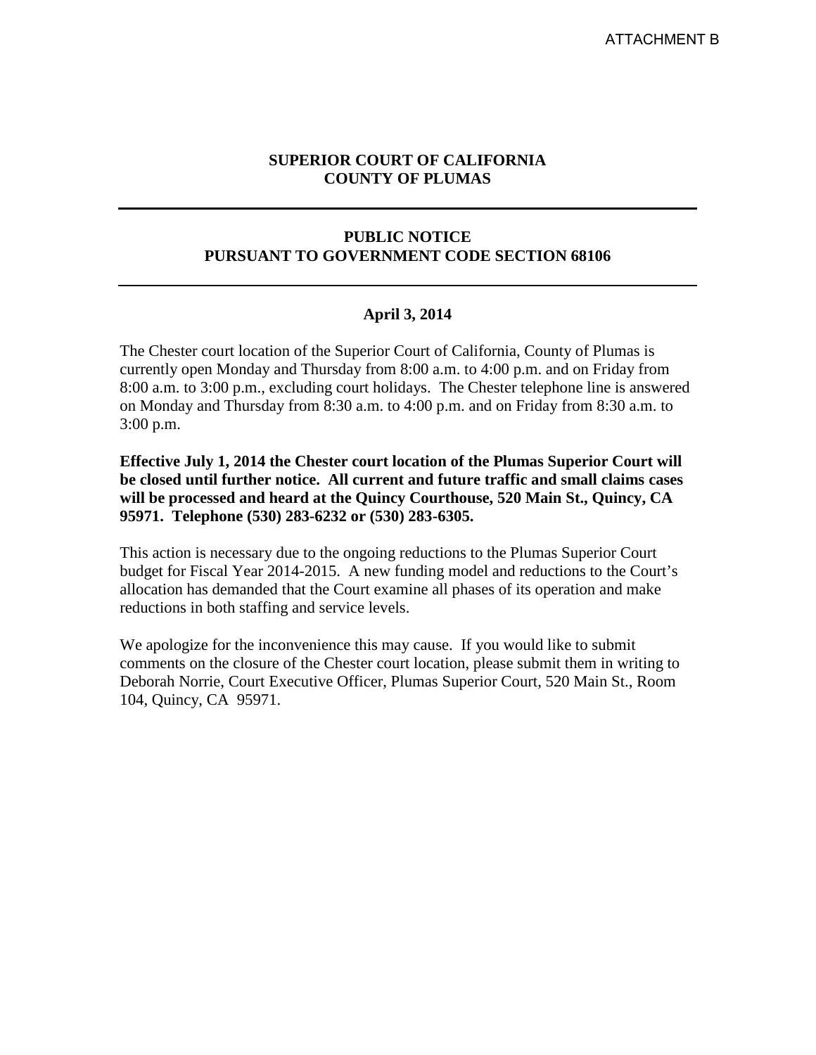ATTACHMENT B

**SUPERIOR COURT OF CALIFORNIA**
**COUNTY OF PLUMAS**

---

**PUBLIC NOTICE**
**PURSUANT TO GOVERNMENT CODE SECTION 68106**

---

**April 3, 2014**

The Chester court location of the Superior Court of California, County of Plumas is currently open Monday and Thursday from 8:00 a.m. to 4:00 p.m. and on Friday from 8:00 a.m. to 3:00 p.m., excluding court holidays. The Chester telephone line is answered on Monday and Thursday from 8:30 a.m. to 4:00 p.m. and on Friday from 8:30 a.m. to 3:00 p.m.

**Effective July 1, 2014 the Chester court location of the Plumas Superior Court will be closed until further notice. All current and future traffic and small claims cases will be processed and heard at the Quincy Courthouse, 520 Main St., Quincy, CA 95971. Telephone (530) 283-6232 or (530) 283-6305.**

This action is necessary due to the ongoing reductions to the Plumas Superior Court budget for Fiscal Year 2014-2015. A new funding model and reductions to the Court's allocation has demanded that the Court examine all phases of its operation and make reductions in both staffing and service levels.

We apologize for the inconvenience this may cause. If you would like to submit comments on the closure of the Chester court location, please submit them in writing to Deborah Norrie, Court Executive Officer, Plumas Superior Court, 520 Main St., Room 104, Quincy, CA 95971.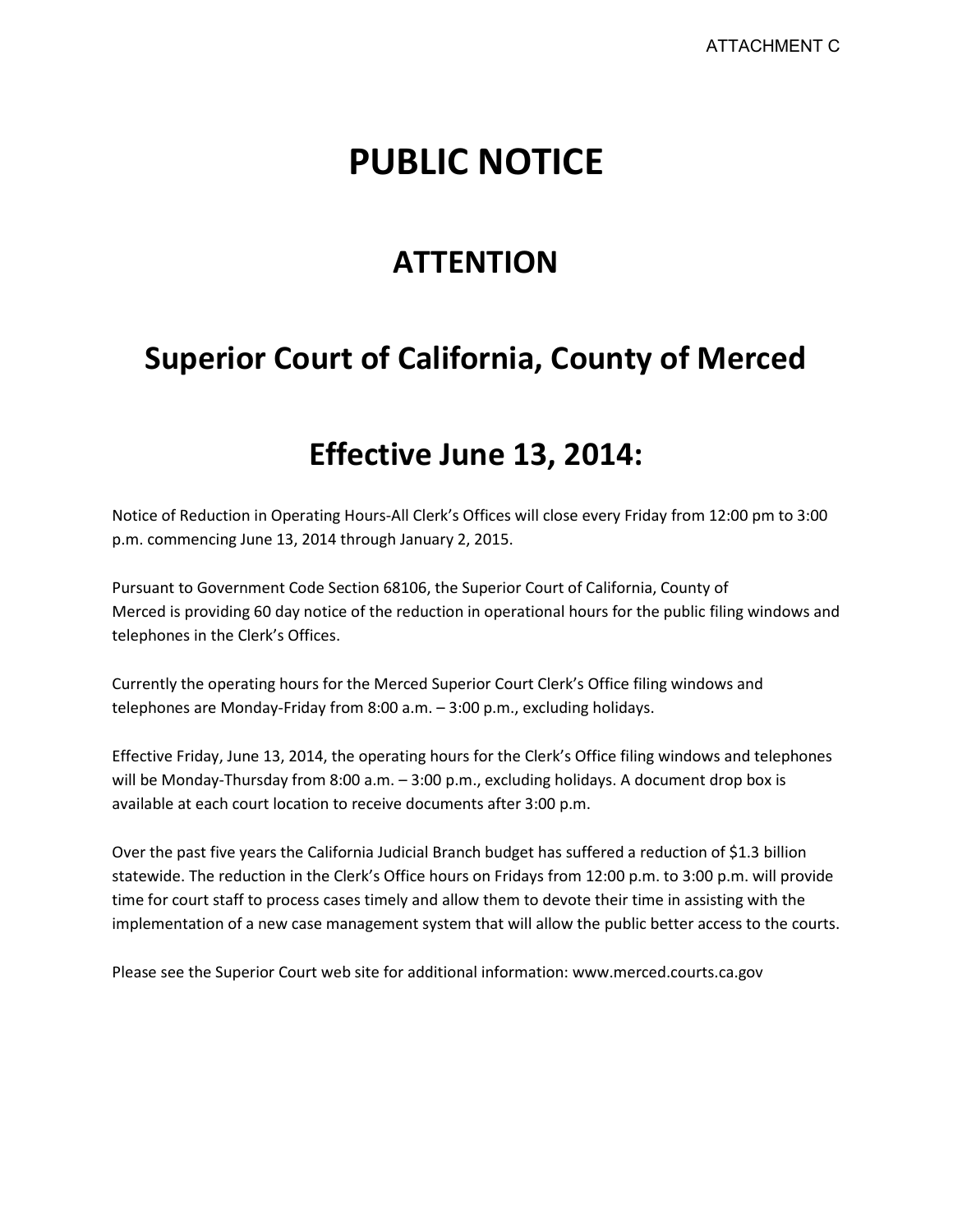ATTACHMENT C

# PUBLIC NOTICE

## ATTENTION

## Superior Court of California, County of Merced

## Effective June 13, 2014:

Notice of Reduction in Operating Hours-All Clerk's Offices will close every Friday from 12:00 pm to 3:00 p.m. commencing June 13, 2014 through January 2, 2015.

Pursuant to Government Code Section 68106, the Superior Court of California, County of Merced is providing 60 day notice of the reduction in operational hours for the public filing windows and telephones in the Clerk's Offices.

Currently the operating hours for the Merced Superior Court Clerk's Office filing windows and telephones are Monday-Friday from 8:00 a.m. – 3:00 p.m., excluding holidays.

Effective Friday, June 13, 2014, the operating hours for the Clerk's Office filing windows and telephones will be Monday-Thursday from 8:00 a.m. – 3:00 p.m., excluding holidays. A document drop box is available at each court location to receive documents after 3:00 p.m.

Over the past five years the California Judicial Branch budget has suffered a reduction of $1.3 billion statewide. The reduction in the Clerk's Office hours on Fridays from 12:00 p.m. to 3:00 p.m. will provide time for court staff to process cases timely and allow them to devote their time in assisting with the implementation of a new case management system that will allow the public better access to the courts.

Please see the Superior Court web site for additional information: www.merced.courts.ca.gov